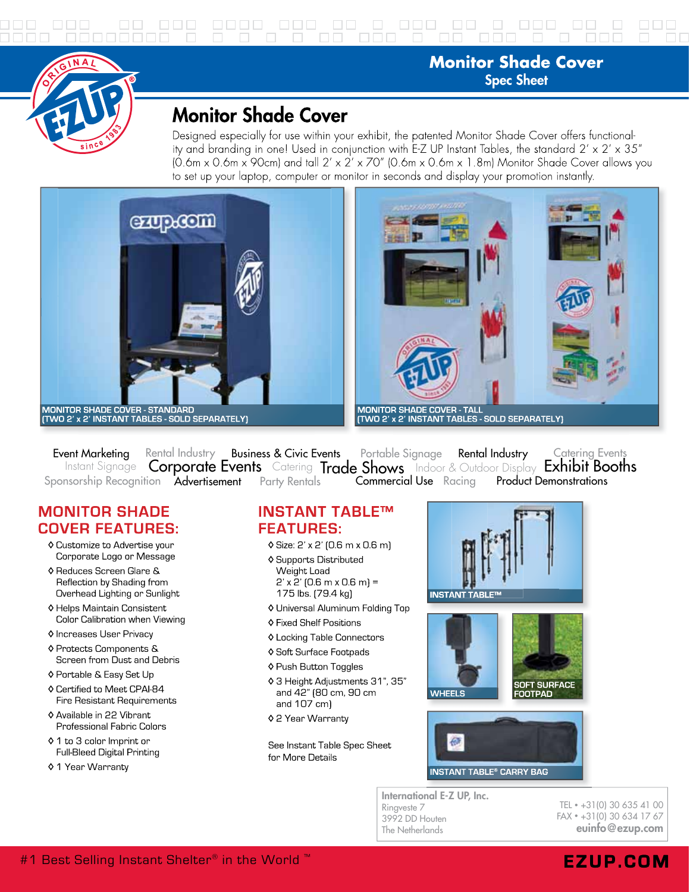# Monitor Shade Cover

Spec Sheet

## Monitor Shade Cover

Designed especially for use within your exhibit, the patented Monitor Shade Cover offers functionality and branding in one! Used in conjunction with E-Z UP Instant Tables, the standard 2′ x 2′ x 35″ (0.6m x 0.6m x 90cm) and tall 2′ x 2′ x 70″ (0.6m x 0.6m x 1.8m) Monitor Shade Cover allows you to set up your laptop, computer or monitor in seconds and display your promotion instantly.

MONITOR SHADE COVER - STANDARD
(TWO 2′ x 2′ INSTANT TABLES - SOLD SEPARATELY)

MONITOR SHADE COVER - TALL
(TWO 2′ x 2′ INSTANT TABLES - SOLD SEPARATELY)

Event Marketing Rental Industry Business & Civic Events Portable Signage Rental Industry Catering Events Instant Signage Corporate Events Catering Trade Shows Indoor & Outdoor Display Exhibit Booths Sponsorship Recognition Advertisement Party Rentals Commercial Use Racing Product Demonstrations

## MONITOR SHADE COVER FEATURES:

- Customize to Advertise your Corporate Logo or Message
- Reduces Screen Glare & Reflection by Shading from Overhead Lighting or Sunlight
- Helps Maintain Consistent Color Calibration when Viewing
- Increases User Privacy
- Protects Components & Screen from Dust and Debris
- Portable & Easy Set Up
- Certified to Meet CPAI-84 Fire Resistant Requirements
- Available in 22 Vibrant Professional Fabric Colors
- 1 to 3 color Imprint or Full-Bleed Digital Printing
- 1 Year Warranty

## INSTANT TABLE™ FEATURES:

- Size: 2′ x 2′ (0.6 m x 0.6 m)
- Supports Distributed Weight Load 2′ x 2′ (0.6 m x 0.6 m) = 175 lbs. (79.4 kg)
- Universal Aluminum Folding Top
- Fixed Shelf Positions
- Locking Table Connectors
- Soft Surface Footpads
- Push Button Toggles
- 3 Height Adjustments 31″, 35″ and 42″ (80 cm, 90 cm and 107 cm)
- 2 Year Warranty

See Instant Table Spec Sheet for More Details

INSTANT TABLE™

WHEELS

SOFT SURFACE FOOTPAD

INSTANT TABLE® CARRY BAG

**International E-Z UP, Inc.**
Ringveste 7
3992 DD Houten
The Netherlands

TEL • +31(0) 30 635 41 00
FAX • +31(0) 30 634 17 67
euinfo@ezup.com

#1 Best Selling Instant Shelter® in the World ™

EZUP.COM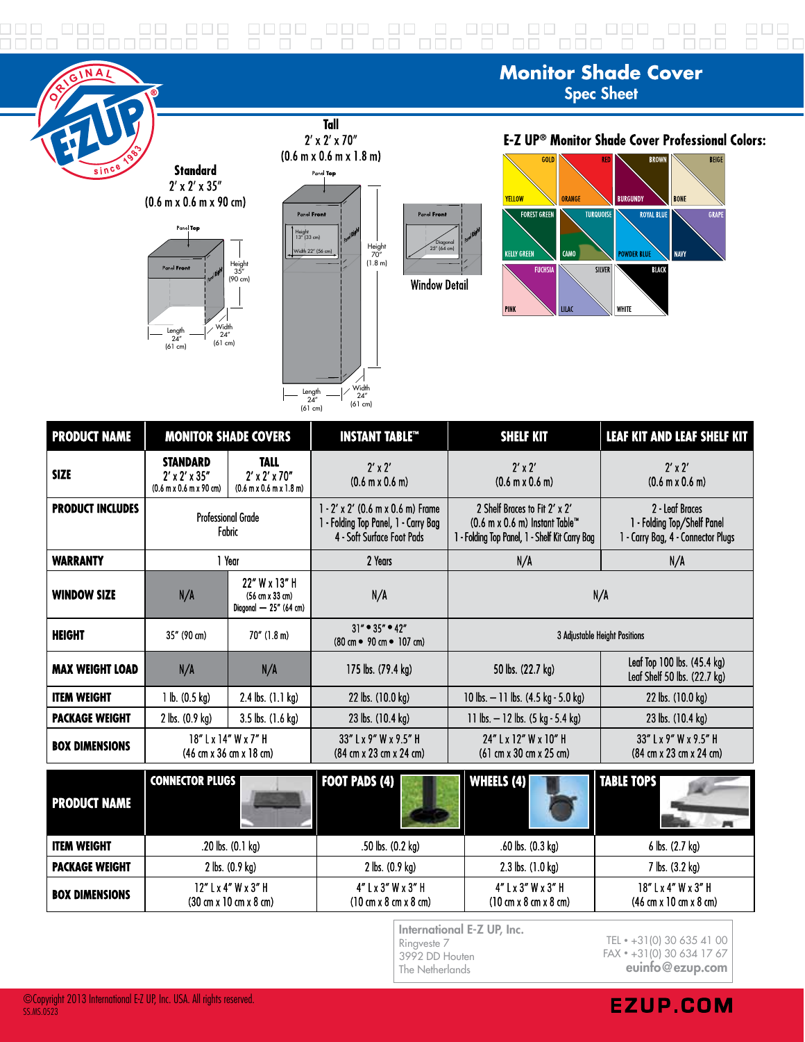# Monitor Shade Cover

## Spec Sheet

ORIGINAL E-Z UP® since 1983

**Standard**
2′ x 2′ x 35″
(0.6 m x 0.6 m x 90 cm)

Panel Top
Panel Front
Panel Right
Height 35″ (90 cm)
Length 24″ (61 cm)
Width 24″ (61 cm)

**Tall**
2′ x 2′ x 70″
(0.6 m x 0.6 m x 1.8 m)

Panel Top
Panel Front
Panel Right
Height 13″ (33 cm)
Width 22″ (56 cm)
Height 70″ (1.8 m)
Length 24″ (61 cm)
Width 24″ (61 cm)

Panel Front
Panel Right
Diagonal 25″ (64 cm)

Window Detail

### E-Z UP® Monitor Shade Cover Professional Colors:

GOLD, YELLOW, RED, ORANGE, BROWN, BURGUNDY, BEIGE, BONE, FOREST GREEN, KELLY GREEN, TURQUOISE, CAMO, ROYAL BLUE, POWDER BLUE, GRAPE, NAVY, FUCHSIA, PINK, SILVER, LILAC, BLACK, WHITE

| PRODUCT NAME | MONITOR SHADE COVERS | | INSTANT TABLE™ | SHELF KIT | LEAF KIT AND LEAF SHELF KIT |
|---|---|---|---|---|---|
| **SIZE** | **STANDARD** 2′ x 2′ x 35″ (0.6 m x 0.6 m x 90 cm) | **TALL** 2′ x 2′ x 70″ (0.6 m x 0.6 m x 1.8 m) | 2′ x 2′ (0.6 m x 0.6 m) | 2′ x 2′ (0.6 m x 0.6 m) | 2′ x 2′ (0.6 m x 0.6 m) |
| **PRODUCT INCLUDES** | Professional Grade Fabric | | 1 - 2′ x 2′ (0.6 m x 0.6 m) Frame 1 - Folding Top Panel, 1 - Carry Bag 4 - Soft Surface Foot Pads | 2 Shelf Braces to Fit 2′ x 2′ (0.6 m x 0.6 m) Instant Table™ 1 - Folding Top Panel, 1 - Shelf Kit Carry Bag | 2 - Leaf Braces 1 - Folding Top/Shelf Panel 1 - Carry Bag, 4 - Connector Plugs |
| **WARRANTY** | 1 Year | | 2 Years | N/A | N/A |
| **WINDOW SIZE** | N/A | 22″ W x 13″ H (56 cm x 33 cm) Diagonal — 25″ (64 cm) | N/A | N/A | |
| **HEIGHT** | 35″ (90 cm) | 70″ (1.8 m) | 31″ • 35″ • 42″ (80 cm • 90 cm • 107 cm) | 3 Adjustable Height Positions | |
| **MAX WEIGHT LOAD** | N/A | N/A | 175 lbs. (79.4 kg) | 50 lbs. (22.7 kg) | Leaf Top 100 lbs. (45.4 kg) Leaf Shelf 50 lbs. (22.7 kg) |
| **ITEM WEIGHT** | 1 lb. (0.5 kg) | 2.4 lbs. (1.1 kg) | 22 lbs. (10.0 kg) | 10 lbs. – 11 lbs. (4.5 kg - 5.0 kg) | 22 lbs. (10.0 kg) |
| **PACKAGE WEIGHT** | 2 lbs. (0.9 kg) | 3.5 lbs. (1.6 kg) | 23 lbs. (10.4 kg) | 11 lbs. – 12 lbs. (5 kg - 5.4 kg) | 23 lbs. (10.4 kg) |
| **BOX DIMENSIONS** | 18″ L x 14″ W x 7″ H (46 cm x 36 cm x 18 cm) | | 33″ L x 9″ W x 9.5″ H (84 cm x 23 cm x 24 cm) | 24″ L x 12″ W x 10″ H (61 cm x 30 cm x 25 cm) | 33″ L x 9″ W x 9.5″ H (84 cm x 23 cm x 24 cm) |

| PRODUCT NAME | CONNECTOR PLUGS | FOOT PADS (4) | WHEELS (4) | TABLE TOPS |
|---|---|---|---|---|
| **ITEM WEIGHT** | .20 lbs. (0.1 kg) | .50 lbs. (0.2 kg) | .60 lbs. (0.3 kg) | 6 lbs. (2.7 kg) |
| **PACKAGE WEIGHT** | 2 lbs. (0.9 kg) | 2 lbs. (0.9 kg) | 2.3 lbs. (1.0 kg) | 7 lbs. (3.2 kg) |
| **BOX DIMENSIONS** | 12″ L x 4″ W x 3″ H (30 cm x 10 cm x 8 cm) | 4″ L x 3″ W x 3″ H (10 cm x 8 cm x 8 cm) | 4″ L x 3″ W x 3″ H (10 cm x 8 cm x 8 cm) | 18″ L x 4″ W x 3″ H (46 cm x 10 cm x 8 cm) |

**International E-Z UP, Inc.**
Ringveste 7
3992 DD Houten
The Netherlands

TEL • +31(0) 30 635 41 00
FAX • +31(0) 30 634 17 67
**euinfo@ezup.com**

©Copyright 2013 International E-Z UP, Inc. USA. All rights reserved.
SS.MS.0523

**EZUP.COM**